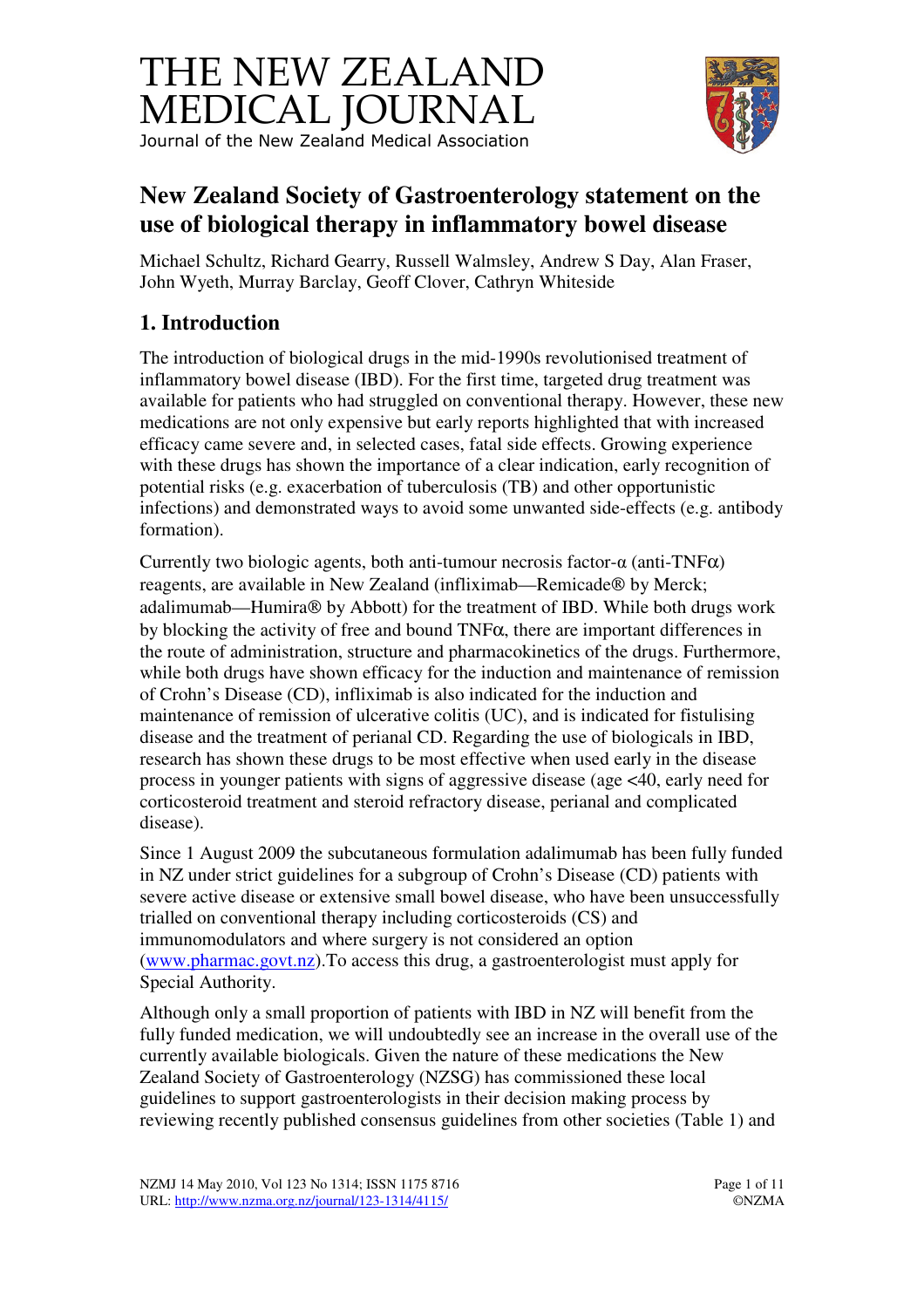# THE NEW ZEALAND MEDICAL JOURNAL

Journal of the New Zealand Medical Association

## New Zealand Society of Gastroenterology statement on the use of biological therapy in inflammatory bowel disease

Michael Schultz, Richard Gearry, Russell Walmsley, Andrew S Day, Alan Fraser, John Wyeth, Murray Barclay, Geoff Clover, Cathryn Whiteside

## 1. Introduction

The introduction of biological drugs in the mid-1990s revolutionised treatment of inflammatory bowel disease (IBD). For the first time, targeted drug treatment was available for patients who had struggled on conventional therapy. However, these new medications are not only expensive but early reports highlighted that with increased efficacy came severe and, in selected cases, fatal side effects. Growing experience with these drugs has shown the importance of a clear indication, early recognition of potential risks (e.g. exacerbation of tuberculosis (TB) and other opportunistic infections) and demonstrated ways to avoid some unwanted side-effects (e.g. antibody formation).

Currently two biologic agents, both anti-tumour necrosis factor-α (anti-TNFα) reagents, are available in New Zealand (infliximab—Remicade® by Merck; adalimumab—Humira® by Abbott) for the treatment of IBD. While both drugs work by blocking the activity of free and bound TNFα, there are important differences in the route of administration, structure and pharmacokinetics of the drugs. Furthermore, while both drugs have shown efficacy for the induction and maintenance of remission of Crohn's Disease (CD), infliximab is also indicated for the induction and maintenance of remission of ulcerative colitis (UC), and is indicated for fistulising disease and the treatment of perianal CD. Regarding the use of biologicals in IBD, research has shown these drugs to be most effective when used early in the disease process in younger patients with signs of aggressive disease (age <40, early need for corticosteroid treatment and steroid refractory disease, perianal and complicated disease).

Since 1 August 2009 the subcutaneous formulation adalimumab has been fully funded in NZ under strict guidelines for a subgroup of Crohn's Disease (CD) patients with severe active disease or extensive small bowel disease, who have been unsuccessfully trialled on conventional therapy including corticosteroids (CS) and immunomodulators and where surgery is not considered an option (www.pharmac.govt.nz).To access this drug, a gastroenterologist must apply for Special Authority.

Although only a small proportion of patients with IBD in NZ will benefit from the fully funded medication, we will undoubtedly see an increase in the overall use of the currently available biologicals. Given the nature of these medications the New Zealand Society of Gastroenterology (NZSG) has commissioned these local guidelines to support gastroenterologists in their decision making process by reviewing recently published consensus guidelines from other societies (Table 1) and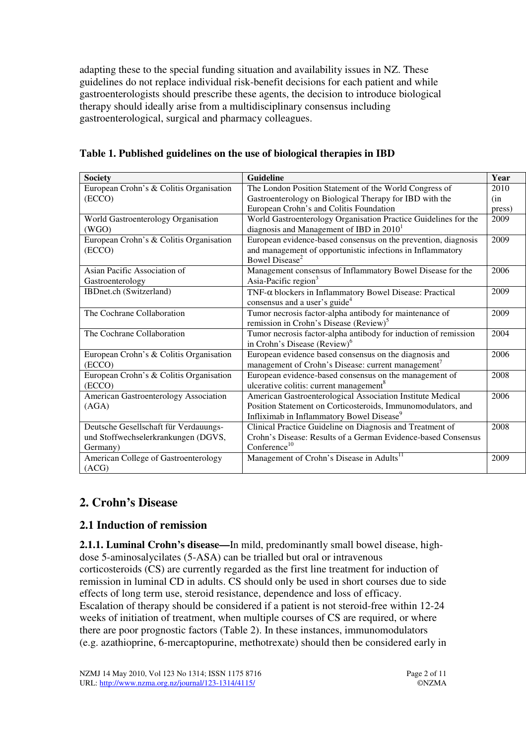adapting these to the special funding situation and availability issues in NZ. These guidelines do not replace individual risk-benefit decisions for each patient and while gastroenterologists should prescribe these agents, the decision to introduce biological therapy should ideally arise from a multidisciplinary consensus including gastroenterological, surgical and pharmacy colleagues.

**Table 1. Published guidelines on the use of biological therapies in IBD**

| Society | Guideline | Year |
|---|---|---|
| European Crohn's & Colitis Organisation (ECCO) | The London Position Statement of the World Congress of Gastroenterology on Biological Therapy for IBD with the European Crohn's and Colitis Foundation | 2010 (in press) |
| World Gastroenterology Organisation (WGO) | World Gastroenterology Organisation Practice Guidelines for the diagnosis and Management of IBD in 2010[1] | 2009 |
| European Crohn's & Colitis Organisation (ECCO) | European evidence-based consensus on the prevention, diagnosis and management of opportunistic infections in Inflammatory Bowel Disease[2] | 2009 |
| Asian Pacific Association of Gastroenterology | Management consensus of Inflammatory Bowel Disease for the Asia-Pacific region[3] | 2006 |
| IBDnet.ch (Switzerland) | TNF-α blockers in Inflammatory Bowel Disease: Practical consensus and a user's guide[4] | 2009 |
| The Cochrane Collaboration | Tumor necrosis factor-alpha antibody for maintenance of remission in Crohn's Disease (Review)[5] | 2009 |
| The Cochrane Collaboration | Tumor necrosis factor-alpha antibody for induction of remission in Crohn's Disease (Review)[6] | 2004 |
| European Crohn's & Colitis Organisation (ECCO) | European evidence based consensus on the diagnosis and management of Crohn's Disease: current management[7] | 2006 |
| European Crohn's & Colitis Organisation (ECCO) | European evidence-based consensus on the management of ulcerative colitis: current management[8] | 2008 |
| American Gastroenterology Association (AGA) | American Gastroenterological Association Institute Medical Position Statement on Corticosteroids, Immunomodulators, and Infliximab in Inflammatory Bowel Disease[9] | 2006 |
| Deutsche Gesellschaft für Verdauungs- und Stoffwechselerkrankungen (DGVS, Germany) | Clinical Practice Guideline on Diagnosis and Treatment of Crohn's Disease: Results of a German Evidence-based Consensus Conference[10] | 2008 |
| American College of Gastroenterology (ACG) | Management of Crohn's Disease in Adults[11] | 2009 |

## 2. Crohn's Disease

### 2.1 Induction of remission

**2.1.1. Luminal Crohn's disease—**In mild, predominantly small bowel disease, high-dose 5-aminosalycilates (5-ASA) can be trialled but oral or intravenous corticosteroids (CS) are currently regarded as the first line treatment for induction of remission in luminal CD in adults. CS should only be used in short courses due to side effects of long term use, steroid resistance, dependence and loss of efficacy. Escalation of therapy should be considered if a patient is not steroid-free within 12-24 weeks of initiation of treatment, when multiple courses of CS are required, or where there are poor prognostic factors (Table 2). In these instances, immunomodulators (e.g. azathioprine, 6-mercaptopurine, methotrexate) should then be considered early in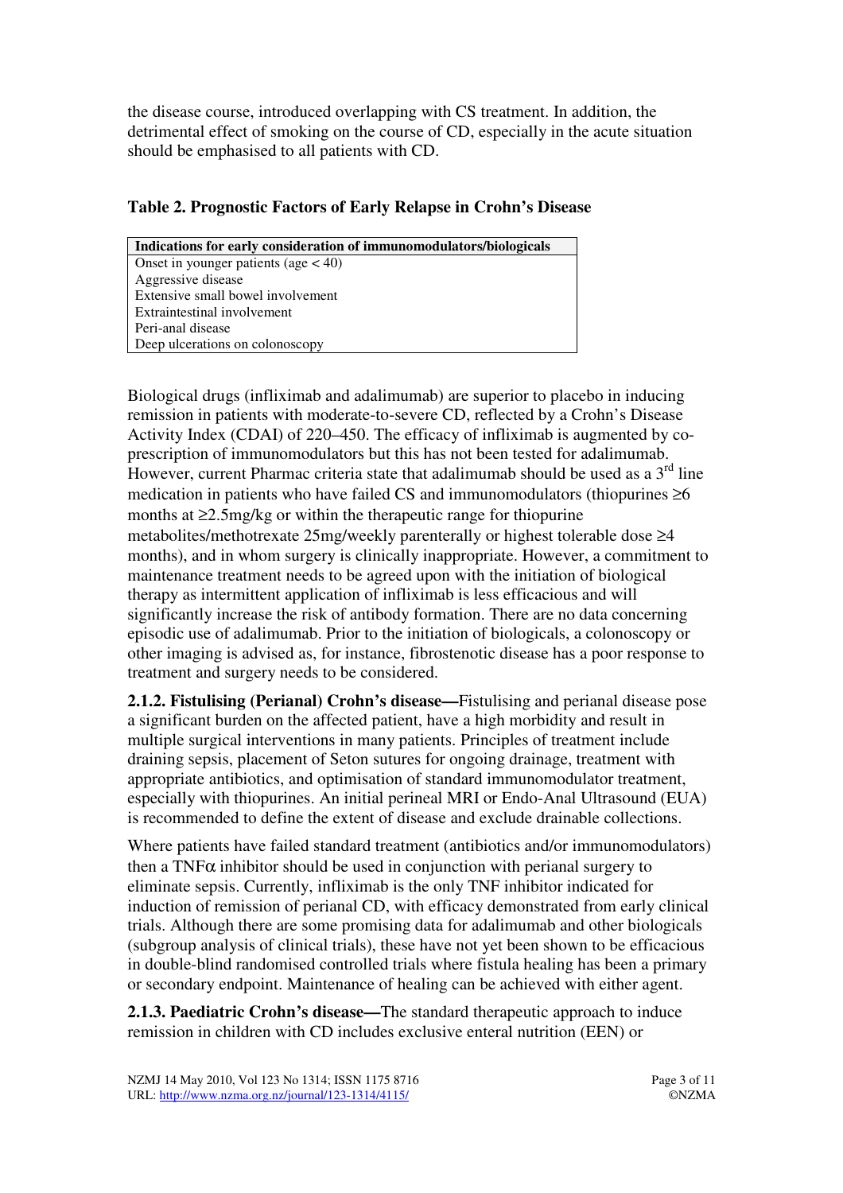the disease course, introduced overlapping with CS treatment. In addition, the detrimental effect of smoking on the course of CD, especially in the acute situation should be emphasised to all patients with CD.

**Table 2. Prognostic Factors of Early Relapse in Crohn's Disease**

| Indications for early consideration of immunomodulators/biologicals |
|---|
| Onset in younger patients (age < 40) |
| Aggressive disease |
| Extensive small bowel involvement |
| Extraintestinal involvement |
| Peri-anal disease |
| Deep ulcerations on colonoscopy |

Biological drugs (infliximab and adalimumab) are superior to placebo in inducing remission in patients with moderate-to-severe CD, reflected by a Crohn's Disease Activity Index (CDAI) of 220–450. The efficacy of infliximab is augmented by co-prescription of immunomodulators but this has not been tested for adalimumab. However, current Pharmac criteria state that adalimumab should be used as a 3rd line medication in patients who have failed CS and immunomodulators (thiopurines ≥6 months at ≥2.5mg/kg or within the therapeutic range for thiopurine metabolites/methotrexate 25mg/weekly parenterally or highest tolerable dose ≥4 months), and in whom surgery is clinically inappropriate. However, a commitment to maintenance treatment needs to be agreed upon with the initiation of biological therapy as intermittent application of infliximab is less efficacious and will significantly increase the risk of antibody formation. There are no data concerning episodic use of adalimumab. Prior to the initiation of biologicals, a colonoscopy or other imaging is advised as, for instance, fibrostenotic disease has a poor response to treatment and surgery needs to be considered.

**2.1.2. Fistulising (Perianal) Crohn's disease—**Fistulising and perianal disease pose a significant burden on the affected patient, have a high morbidity and result in multiple surgical interventions in many patients. Principles of treatment include draining sepsis, placement of Seton sutures for ongoing drainage, treatment with appropriate antibiotics, and optimisation of standard immunomodulator treatment, especially with thiopurines. An initial perineal MRI or Endo-Anal Ultrasound (EUA) is recommended to define the extent of disease and exclude drainable collections.

Where patients have failed standard treatment (antibiotics and/or immunomodulators) then a TNFα inhibitor should be used in conjunction with perianal surgery to eliminate sepsis. Currently, infliximab is the only TNF inhibitor indicated for induction of remission of perianal CD, with efficacy demonstrated from early clinical trials. Although there are some promising data for adalimumab and other biologicals (subgroup analysis of clinical trials), these have not yet been shown to be efficacious in double-blind randomised controlled trials where fistula healing has been a primary or secondary endpoint. Maintenance of healing can be achieved with either agent.

**2.1.3. Paediatric Crohn's disease—**The standard therapeutic approach to induce remission in children with CD includes exclusive enteral nutrition (EEN) or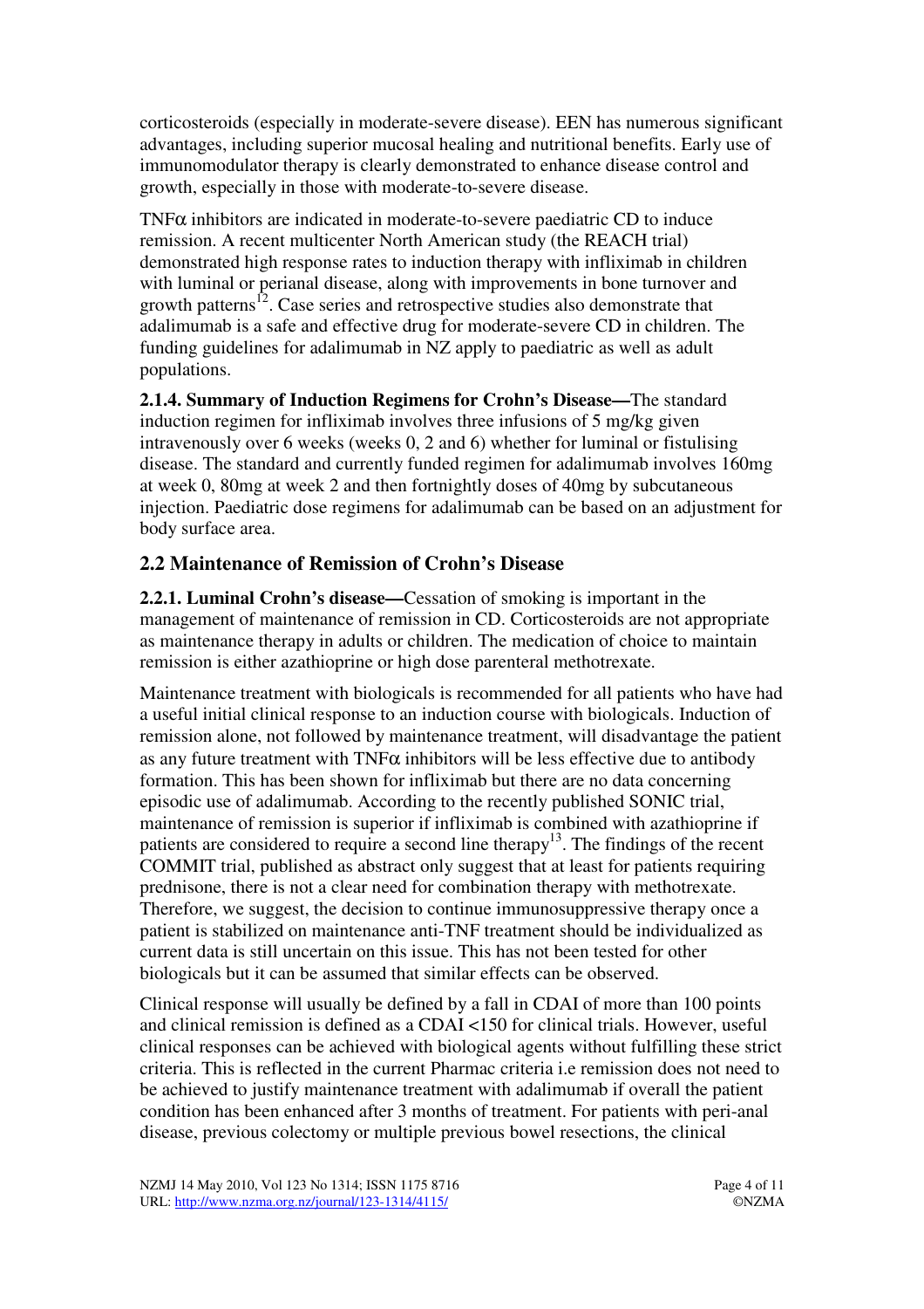corticosteroids (especially in moderate-severe disease). EEN has numerous significant advantages, including superior mucosal healing and nutritional benefits. Early use of immunomodulator therapy is clearly demonstrated to enhance disease control and growth, especially in those with moderate-to-severe disease.

TNFα inhibitors are indicated in moderate-to-severe paediatric CD to induce remission. A recent multicenter North American study (the REACH trial) demonstrated high response rates to induction therapy with infliximab in children with luminal or perianal disease, along with improvements in bone turnover and growth patterns[12]. Case series and retrospective studies also demonstrate that adalimumab is a safe and effective drug for moderate-severe CD in children. The funding guidelines for adalimumab in NZ apply to paediatric as well as adult populations.

**2.1.4. Summary of Induction Regimens for Crohn's Disease—**The standard induction regimen for infliximab involves three infusions of 5 mg/kg given intravenously over 6 weeks (weeks 0, 2 and 6) whether for luminal or fistulising disease. The standard and currently funded regimen for adalimumab involves 160mg at week 0, 80mg at week 2 and then fortnightly doses of 40mg by subcutaneous injection. Paediatric dose regimens for adalimumab can be based on an adjustment for body surface area.

## 2.2 Maintenance of Remission of Crohn's Disease

**2.2.1. Luminal Crohn's disease—**Cessation of smoking is important in the management of maintenance of remission in CD. Corticosteroids are not appropriate as maintenance therapy in adults or children. The medication of choice to maintain remission is either azathioprine or high dose parenteral methotrexate.

Maintenance treatment with biologicals is recommended for all patients who have had a useful initial clinical response to an induction course with biologicals. Induction of remission alone, not followed by maintenance treatment, will disadvantage the patient as any future treatment with TNFα inhibitors will be less effective due to antibody formation. This has been shown for infliximab but there are no data concerning episodic use of adalimumab. According to the recently published SONIC trial, maintenance of remission is superior if infliximab is combined with azathioprine if patients are considered to require a second line therapy[13]. The findings of the recent COMMIT trial, published as abstract only suggest that at least for patients requiring prednisone, there is not a clear need for combination therapy with methotrexate. Therefore, we suggest, the decision to continue immunosuppressive therapy once a patient is stabilized on maintenance anti-TNF treatment should be individualized as current data is still uncertain on this issue. This has not been tested for other biologicals but it can be assumed that similar effects can be observed.

Clinical response will usually be defined by a fall in CDAI of more than 100 points and clinical remission is defined as a CDAI <150 for clinical trials. However, useful clinical responses can be achieved with biological agents without fulfilling these strict criteria. This is reflected in the current Pharmac criteria i.e remission does not need to be achieved to justify maintenance treatment with adalimumab if overall the patient condition has been enhanced after 3 months of treatment. For patients with peri-anal disease, previous colectomy or multiple previous bowel resections, the clinical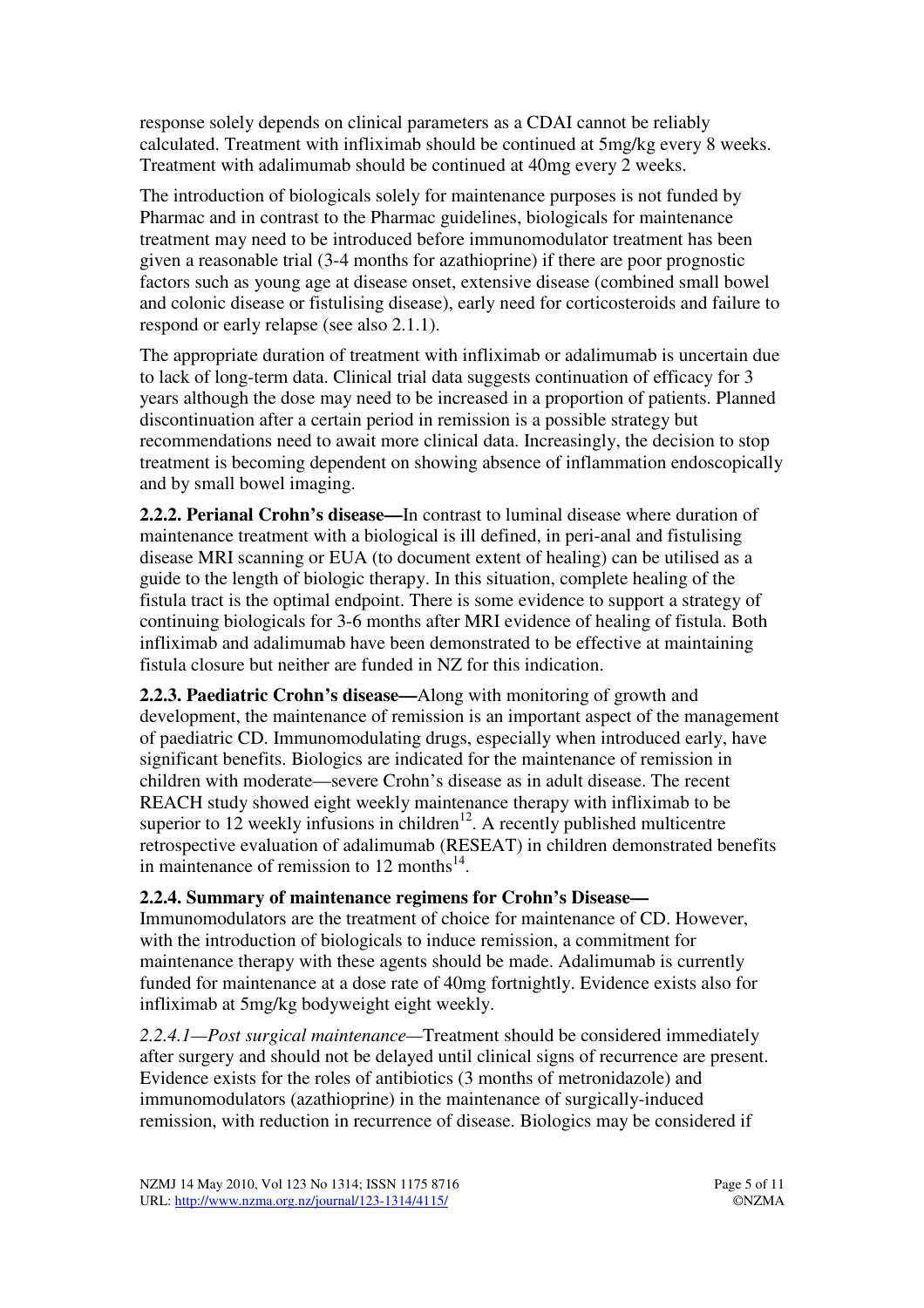response solely depends on clinical parameters as a CDAI cannot be reliably calculated. Treatment with infliximab should be continued at 5mg/kg every 8 weeks. Treatment with adalimumab should be continued at 40mg every 2 weeks.

The introduction of biologicals solely for maintenance purposes is not funded by Pharmac and in contrast to the Pharmac guidelines, biologicals for maintenance treatment may need to be introduced before immunomodulator treatment has been given a reasonable trial (3-4 months for azathioprine) if there are poor prognostic factors such as young age at disease onset, extensive disease (combined small bowel and colonic disease or fistulising disease), early need for corticosteroids and failure to respond or early relapse (see also 2.1.1).

The appropriate duration of treatment with infliximab or adalimumab is uncertain due to lack of long-term data. Clinical trial data suggests continuation of efficacy for 3 years although the dose may need to be increased in a proportion of patients. Planned discontinuation after a certain period in remission is a possible strategy but recommendations need to await more clinical data. Increasingly, the decision to stop treatment is becoming dependent on showing absence of inflammation endoscopically and by small bowel imaging.

**2.2.2. Perianal Crohn's disease—**In contrast to luminal disease where duration of maintenance treatment with a biological is ill defined, in peri-anal and fistulising disease MRI scanning or EUA (to document extent of healing) can be utilised as a guide to the length of biologic therapy. In this situation, complete healing of the fistula tract is the optimal endpoint. There is some evidence to support a strategy of continuing biologicals for 3-6 months after MRI evidence of healing of fistula. Both infliximab and adalimumab have been demonstrated to be effective at maintaining fistula closure but neither are funded in NZ for this indication.

**2.2.3. Paediatric Crohn's disease—**Along with monitoring of growth and development, the maintenance of remission is an important aspect of the management of paediatric CD. Immunomodulating drugs, especially when introduced early, have significant benefits. Biologics are indicated for the maintenance of remission in children with moderate—severe Crohn's disease as in adult disease. The recent REACH study showed eight weekly maintenance therapy with infliximab to be superior to 12 weekly infusions in children[12]. A recently published multicentre retrospective evaluation of adalimumab (RESEAT) in children demonstrated benefits in maintenance of remission to 12 months[14].

**2.2.4. Summary of maintenance regimens for Crohn's Disease—**
Immunomodulators are the treatment of choice for maintenance of CD. However, with the introduction of biologicals to induce remission, a commitment for maintenance therapy with these agents should be made. Adalimumab is currently funded for maintenance at a dose rate of 40mg fortnightly. Evidence exists also for infliximab at 5mg/kg bodyweight eight weekly.

*2.2.4.1—Post surgical maintenance*—Treatment should be considered immediately after surgery and should not be delayed until clinical signs of recurrence are present. Evidence exists for the roles of antibiotics (3 months of metronidazole) and immunomodulators (azathioprine) in the maintenance of surgically-induced remission, with reduction in recurrence of disease. Biologics may be considered if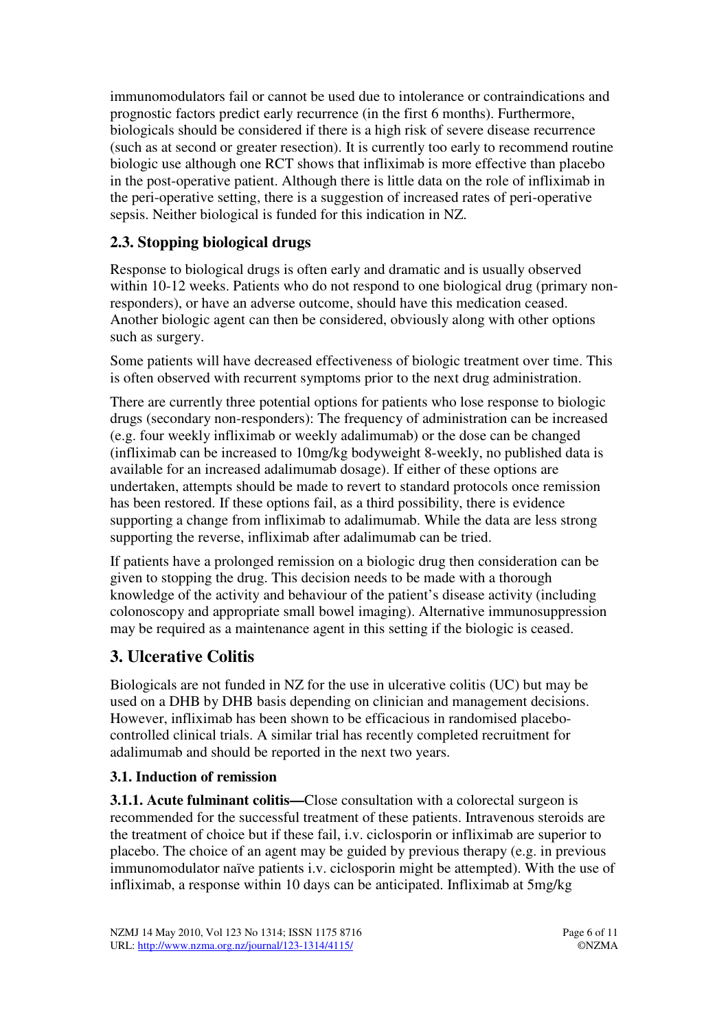immunomodulators fail or cannot be used due to intolerance or contraindications and prognostic factors predict early recurrence (in the first 6 months). Furthermore, biologicals should be considered if there is a high risk of severe disease recurrence (such as at second or greater resection). It is currently too early to recommend routine biologic use although one RCT shows that infliximab is more effective than placebo in the post-operative patient. Although there is little data on the role of infliximab in the peri-operative setting, there is a suggestion of increased rates of peri-operative sepsis. Neither biological is funded for this indication in NZ.

### 2.3. Stopping biological drugs

Response to biological drugs is often early and dramatic and is usually observed within 10-12 weeks. Patients who do not respond to one biological drug (primary non-responders), or have an adverse outcome, should have this medication ceased. Another biologic agent can then be considered, obviously along with other options such as surgery.

Some patients will have decreased effectiveness of biologic treatment over time. This is often observed with recurrent symptoms prior to the next drug administration.

There are currently three potential options for patients who lose response to biologic drugs (secondary non-responders): The frequency of administration can be increased (e.g. four weekly infliximab or weekly adalimumab) or the dose can be changed (infliximab can be increased to 10mg/kg bodyweight 8-weekly, no published data is available for an increased adalimumab dosage). If either of these options are undertaken, attempts should be made to revert to standard protocols once remission has been restored. If these options fail, as a third possibility, there is evidence supporting a change from infliximab to adalimumab. While the data are less strong supporting the reverse, infliximab after adalimumab can be tried.

If patients have a prolonged remission on a biologic drug then consideration can be given to stopping the drug. This decision needs to be made with a thorough knowledge of the activity and behaviour of the patient's disease activity (including colonoscopy and appropriate small bowel imaging). Alternative immunosuppression may be required as a maintenance agent in this setting if the biologic is ceased.

## 3. Ulcerative Colitis

Biologicals are not funded in NZ for the use in ulcerative colitis (UC) but may be used on a DHB by DHB basis depending on clinician and management decisions. However, infliximab has been shown to be efficacious in randomised placebo-controlled clinical trials. A similar trial has recently completed recruitment for adalimumab and should be reported in the next two years.

### 3.1. Induction of remission

**3.1.1. Acute fulminant colitis—**Close consultation with a colorectal surgeon is recommended for the successful treatment of these patients. Intravenous steroids are the treatment of choice but if these fail, i.v. ciclosporin or infliximab are superior to placebo. The choice of an agent may be guided by previous therapy (e.g. in previous immunomodulator naïve patients i.v. ciclosporin might be attempted). With the use of infliximab, a response within 10 days can be anticipated. Infliximab at 5mg/kg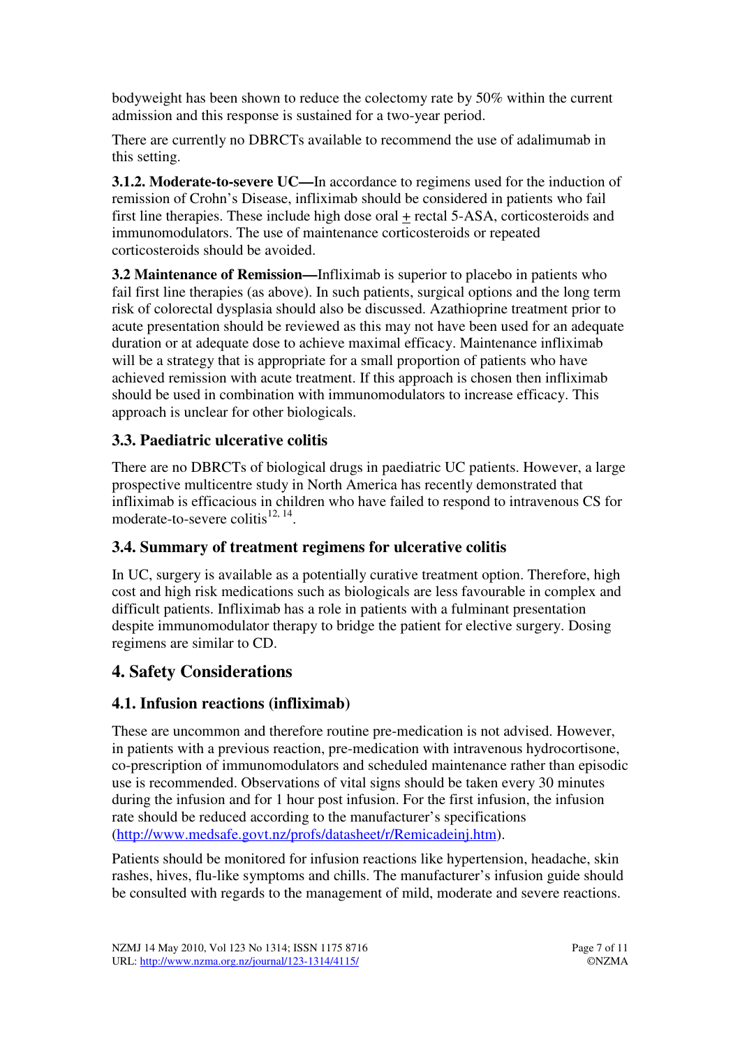bodyweight has been shown to reduce the colectomy rate by 50% within the current admission and this response is sustained for a two-year period.

There are currently no DBRCTs available to recommend the use of adalimumab in this setting.

**3.1.2. Moderate-to-severe UC—**In accordance to regimens used for the induction of remission of Crohn's Disease, infliximab should be considered in patients who fail first line therapies. These include high dose oral ± rectal 5-ASA, corticosteroids and immunomodulators. The use of maintenance corticosteroids or repeated corticosteroids should be avoided.

**3.2 Maintenance of Remission—**Infliximab is superior to placebo in patients who fail first line therapies (as above). In such patients, surgical options and the long term risk of colorectal dysplasia should also be discussed. Azathioprine treatment prior to acute presentation should be reviewed as this may not have been used for an adequate duration or at adequate dose to achieve maximal efficacy. Maintenance infliximab will be a strategy that is appropriate for a small proportion of patients who have achieved remission with acute treatment. If this approach is chosen then infliximab should be used in combination with immunomodulators to increase efficacy. This approach is unclear for other biologicals.

### 3.3. Paediatric ulcerative colitis

There are no DBRCTs of biological drugs in paediatric UC patients. However, a large prospective multicentre study in North America has recently demonstrated that infliximab is efficacious in children who have failed to respond to intravenous CS for moderate-to-severe colitis[12, 14].

### 3.4. Summary of treatment regimens for ulcerative colitis

In UC, surgery is available as a potentially curative treatment option. Therefore, high cost and high risk medications such as biologicals are less favourable in complex and difficult patients. Infliximab has a role in patients with a fulminant presentation despite immunomodulator therapy to bridge the patient for elective surgery. Dosing regimens are similar to CD.

## 4. Safety Considerations

### 4.1. Infusion reactions (infliximab)

These are uncommon and therefore routine pre-medication is not advised. However, in patients with a previous reaction, pre-medication with intravenous hydrocortisone, co-prescription of immunomodulators and scheduled maintenance rather than episodic use is recommended. Observations of vital signs should be taken every 30 minutes during the infusion and for 1 hour post infusion. For the first infusion, the infusion rate should be reduced according to the manufacturer's specifications (http://www.medsafe.govt.nz/profs/datasheet/r/Remicadeinj.htm).

Patients should be monitored for infusion reactions like hypertension, headache, skin rashes, hives, flu-like symptoms and chills. The manufacturer's infusion guide should be consulted with regards to the management of mild, moderate and severe reactions.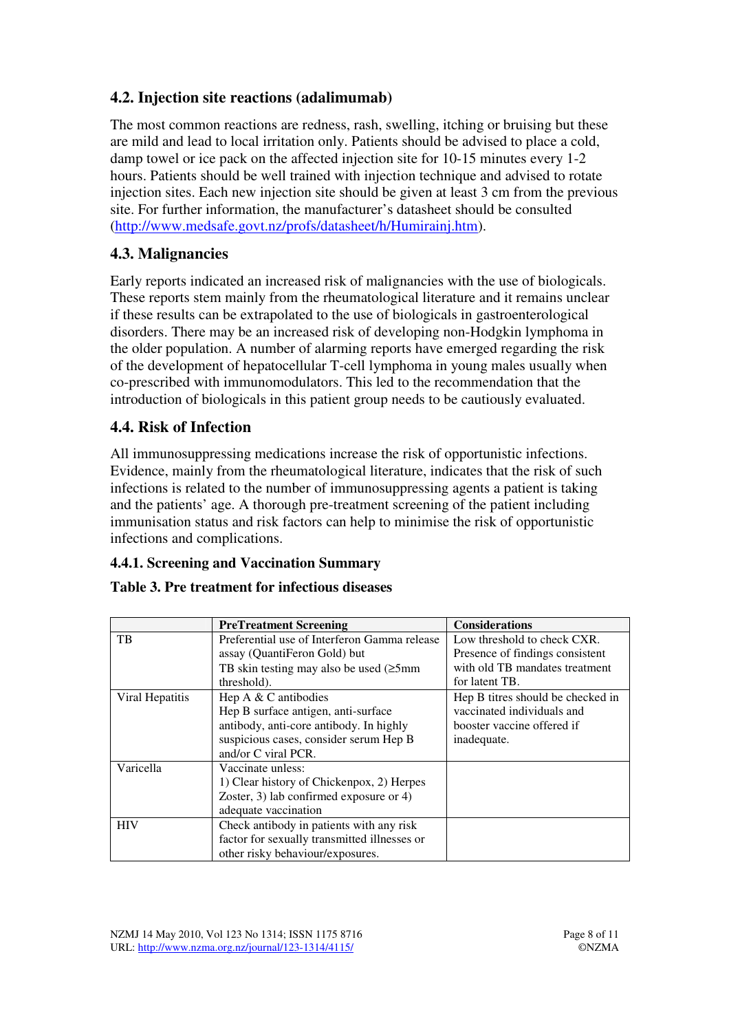## 4.2. Injection site reactions (adalimumab)

The most common reactions are redness, rash, swelling, itching or bruising but these are mild and lead to local irritation only. Patients should be advised to place a cold, damp towel or ice pack on the affected injection site for 10-15 minutes every 1-2 hours. Patients should be well trained with injection technique and advised to rotate injection sites. Each new injection site should be given at least 3 cm from the previous site. For further information, the manufacturer's datasheet should be consulted (http://www.medsafe.govt.nz/profs/datasheet/h/Humirainj.htm).

## 4.3. Malignancies

Early reports indicated an increased risk of malignancies with the use of biologicals. These reports stem mainly from the rheumatological literature and it remains unclear if these results can be extrapolated to the use of biologicals in gastroenterological disorders. There may be an increased risk of developing non-Hodgkin lymphoma in the older population. A number of alarming reports have emerged regarding the risk of the development of hepatocellular T-cell lymphoma in young males usually when co-prescribed with immunomodulators. This led to the recommendation that the introduction of biologicals in this patient group needs to be cautiously evaluated.

## 4.4. Risk of Infection

All immunosuppressing medications increase the risk of opportunistic infections. Evidence, mainly from the rheumatological literature, indicates that the risk of such infections is related to the number of immunosuppressing agents a patient is taking and the patients' age. A thorough pre-treatment screening of the patient including immunisation status and risk factors can help to minimise the risk of opportunistic infections and complications.

### 4.4.1. Screening and Vaccination Summary

**Table 3. Pre treatment for infectious diseases**

| | PreTreatment Screening | Considerations |
|---|---|---|
| TB | Preferential use of Interferon Gamma release assay (QuantiFeron Gold) but TB skin testing may also be used (≥5mm threshold). | Low threshold to check CXR. Presence of findings consistent with old TB mandates treatment for latent TB. |
| Viral Hepatitis | Hep A & C antibodies<br>Hep B surface antigen, anti-surface antibody, anti-core antibody. In highly suspicious cases, consider serum Hep B and/or C viral PCR. | Hep B titres should be checked in vaccinated individuals and booster vaccine offered if inadequate. |
| Varicella | Vaccinate unless:<br>1) Clear history of Chickenpox, 2) Herpes Zoster, 3) lab confirmed exposure or 4) adequate vaccination | |
| HIV | Check antibody in patients with any risk factor for sexually transmitted illnesses or other risky behaviour/exposures. | |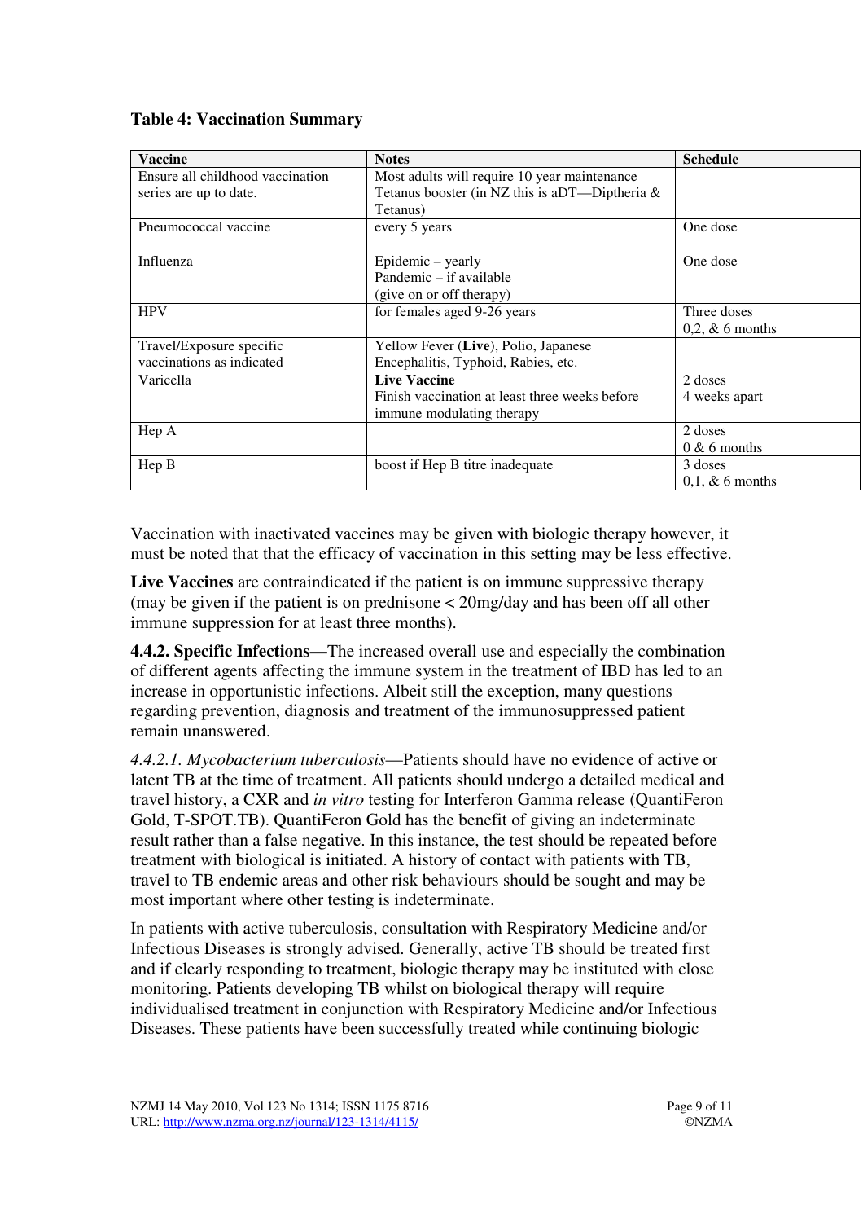**Table 4: Vaccination Summary**

| Vaccine | Notes | Schedule |
|---|---|---|
| Ensure all childhood vaccination series are up to date. | Most adults will require 10 year maintenance Tetanus booster (in NZ this is aDT—Diptheria & Tetanus) | |
| Pneumococcal vaccine | every 5 years | One dose |
| Influenza | Epidemic – yearly<br>Pandemic – if available<br>(give on or off therapy) | One dose |
| HPV | for females aged 9-26 years | Three doses<br>0,2, & 6 months |
| Travel/Exposure specific vaccinations as indicated | Yellow Fever (**Live**), Polio, Japanese Encephalitis, Typhoid, Rabies, etc. | |
| Varicella | **Live Vaccine**<br>Finish vaccination at least three weeks before immune modulating therapy | 2 doses<br>4 weeks apart |
| Hep A | | 2 doses<br>0 & 6 months |
| Hep B | boost if Hep B titre inadequate | 3 doses<br>0,1, & 6 months |

Vaccination with inactivated vaccines may be given with biologic therapy however, it must be noted that that the efficacy of vaccination in this setting may be less effective.

**Live Vaccines** are contraindicated if the patient is on immune suppressive therapy (may be given if the patient is on prednisone < 20mg/day and has been off all other immune suppression for at least three months).

**4.4.2. Specific Infections—**The increased overall use and especially the combination of different agents affecting the immune system in the treatment of IBD has led to an increase in opportunistic infections. Albeit still the exception, many questions regarding prevention, diagnosis and treatment of the immunosuppressed patient remain unanswered.

*4.4.2.1. Mycobacterium tuberculosis*—Patients should have no evidence of active or latent TB at the time of treatment. All patients should undergo a detailed medical and travel history, a CXR and *in vitro* testing for Interferon Gamma release (QuantiFeron Gold, T-SPOT.TB). QuantiFeron Gold has the benefit of giving an indeterminate result rather than a false negative. In this instance, the test should be repeated before treatment with biological is initiated. A history of contact with patients with TB, travel to TB endemic areas and other risk behaviours should be sought and may be most important where other testing is indeterminate.

In patients with active tuberculosis, consultation with Respiratory Medicine and/or Infectious Diseases is strongly advised. Generally, active TB should be treated first and if clearly responding to treatment, biologic therapy may be instituted with close monitoring. Patients developing TB whilst on biological therapy will require individualised treatment in conjunction with Respiratory Medicine and/or Infectious Diseases. These patients have been successfully treated while continuing biologic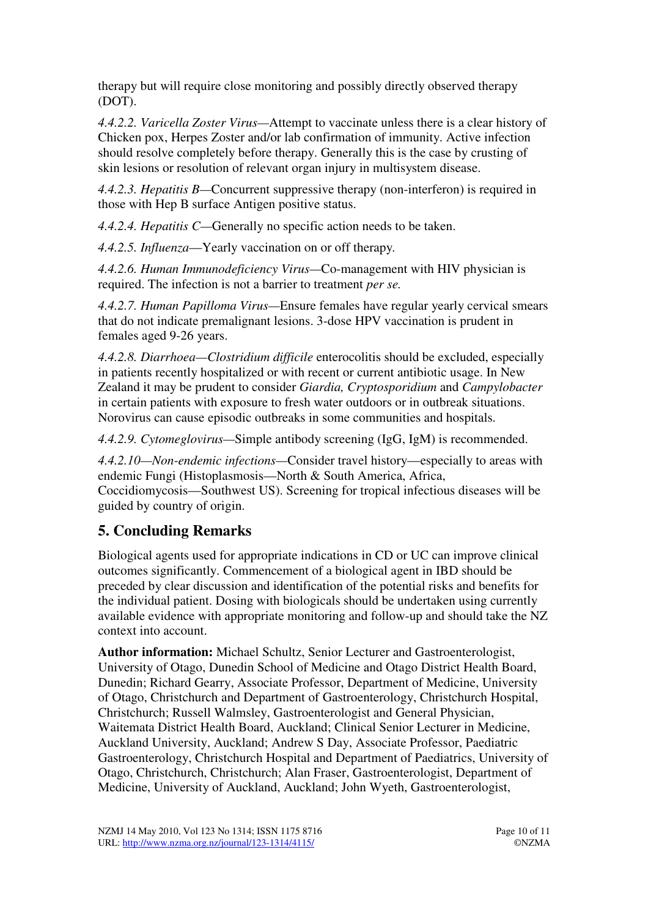therapy but will require close monitoring and possibly directly observed therapy (DOT).

*4.4.2.2. Varicella Zoster Virus*—Attempt to vaccinate unless there is a clear history of Chicken pox, Herpes Zoster and/or lab confirmation of immunity. Active infection should resolve completely before therapy. Generally this is the case by crusting of skin lesions or resolution of relevant organ injury in multisystem disease.

*4.4.2.3. Hepatitis B*—Concurrent suppressive therapy (non-interferon) is required in those with Hep B surface Antigen positive status.

*4.4.2.4. Hepatitis C*—Generally no specific action needs to be taken.

*4.4.2.5. Influenza*—Yearly vaccination on or off therapy.

*4.4.2.6. Human Immunodeficiency Virus*—Co-management with HIV physician is required. The infection is not a barrier to treatment *per se.*

*4.4.2.7. Human Papilloma Virus*—Ensure females have regular yearly cervical smears that do not indicate premalignant lesions. 3-dose HPV vaccination is prudent in females aged 9-26 years.

*4.4.2.8. Diarrhoea*—*Clostridium difficile* enterocolitis should be excluded, especially in patients recently hospitalized or with recent or current antibiotic usage. In New Zealand it may be prudent to consider *Giardia, Cryptosporidium* and *Campylobacter* in certain patients with exposure to fresh water outdoors or in outbreak situations. Norovirus can cause episodic outbreaks in some communities and hospitals.

*4.4.2.9. Cytomeglovirus*—Simple antibody screening (IgG, IgM) is recommended.

*4.4.2.10—Non-endemic infections*—Consider travel history—especially to areas with endemic Fungi (Histoplasmosis—North & South America, Africa, Coccidiomycosis—Southwest US). Screening for tropical infectious diseases will be guided by country of origin.

## 5. Concluding Remarks

Biological agents used for appropriate indications in CD or UC can improve clinical outcomes significantly. Commencement of a biological agent in IBD should be preceded by clear discussion and identification of the potential risks and benefits for the individual patient. Dosing with biologicals should be undertaken using currently available evidence with appropriate monitoring and follow-up and should take the NZ context into account.

**Author information:** Michael Schultz, Senior Lecturer and Gastroenterologist, University of Otago, Dunedin School of Medicine and Otago District Health Board, Dunedin; Richard Gearry, Associate Professor, Department of Medicine, University of Otago, Christchurch and Department of Gastroenterology, Christchurch Hospital, Christchurch; Russell Walmsley, Gastroenterologist and General Physician, Waitemata District Health Board, Auckland; Clinical Senior Lecturer in Medicine, Auckland University, Auckland; Andrew S Day, Associate Professor, Paediatric Gastroenterology, Christchurch Hospital and Department of Paediatrics, University of Otago, Christchurch, Christchurch; Alan Fraser, Gastroenterologist, Department of Medicine, University of Auckland, Auckland; John Wyeth, Gastroenterologist,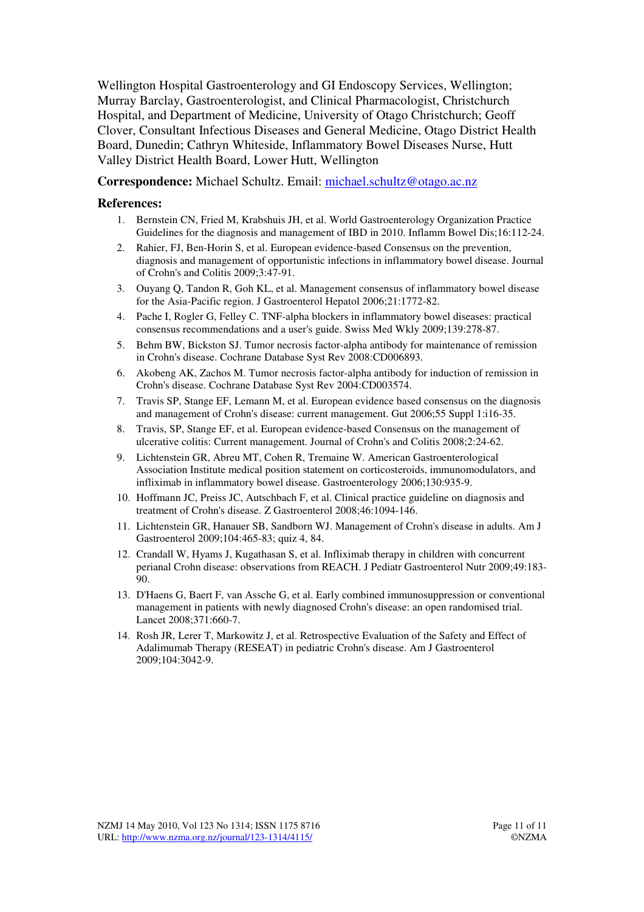Wellington Hospital Gastroenterology and GI Endoscopy Services, Wellington; Murray Barclay, Gastroenterologist, and Clinical Pharmacologist, Christchurch Hospital, and Department of Medicine, University of Otago Christchurch; Geoff Clover, Consultant Infectious Diseases and General Medicine, Otago District Health Board, Dunedin; Cathryn Whiteside, Inflammatory Bowel Diseases Nurse, Hutt Valley District Health Board, Lower Hutt, Wellington

**Correspondence:** Michael Schultz. Email: michael.schultz@otago.ac.nz

### References:

1. Bernstein CN, Fried M, Krabshuis JH, et al. World Gastroenterology Organization Practice Guidelines for the diagnosis and management of IBD in 2010. Inflamm Bowel Dis;16:112-24.
2. Rahier, FJ, Ben-Horin S, et al. European evidence-based Consensus on the prevention, diagnosis and management of opportunistic infections in inflammatory bowel disease. Journal of Crohn's and Colitis 2009;3:47-91.
3. Ouyang Q, Tandon R, Goh KL, et al. Management consensus of inflammatory bowel disease for the Asia-Pacific region. J Gastroenterol Hepatol 2006;21:1772-82.
4. Pache I, Rogler G, Felley C. TNF-alpha blockers in inflammatory bowel diseases: practical consensus recommendations and a user's guide. Swiss Med Wkly 2009;139:278-87.
5. Behm BW, Bickston SJ. Tumor necrosis factor-alpha antibody for maintenance of remission in Crohn's disease. Cochrane Database Syst Rev 2008:CD006893.
6. Akobeng AK, Zachos M. Tumor necrosis factor-alpha antibody for induction of remission in Crohn's disease. Cochrane Database Syst Rev 2004:CD003574.
7. Travis SP, Stange EF, Lemann M, et al. European evidence based consensus on the diagnosis and management of Crohn's disease: current management. Gut 2006;55 Suppl 1:i16-35.
8. Travis, SP, Stange EF, et al. European evidence-based Consensus on the management of ulcerative colitis: Current management. Journal of Crohn's and Colitis 2008;2:24-62.
9. Lichtenstein GR, Abreu MT, Cohen R, Tremaine W. American Gastroenterological Association Institute medical position statement on corticosteroids, immunomodulators, and infliximab in inflammatory bowel disease. Gastroenterology 2006;130:935-9.
10. Hoffmann JC, Preiss JC, Autschbach F, et al. Clinical practice guideline on diagnosis and treatment of Crohn's disease. Z Gastroenterol 2008;46:1094-146.
11. Lichtenstein GR, Hanauer SB, Sandborn WJ. Management of Crohn's disease in adults. Am J Gastroenterol 2009;104:465-83; quiz 4, 84.
12. Crandall W, Hyams J, Kugathasan S, et al. Infliximab therapy in children with concurrent perianal Crohn disease: observations from REACH. J Pediatr Gastroenterol Nutr 2009;49:183-90.
13. D'Haens G, Baert F, van Assche G, et al. Early combined immunosuppression or conventional management in patients with newly diagnosed Crohn's disease: an open randomised trial. Lancet 2008;371:660-7.
14. Rosh JR, Lerer T, Markowitz J, et al. Retrospective Evaluation of the Safety and Effect of Adalimumab Therapy (RESEAT) in pediatric Crohn's disease. Am J Gastroenterol 2009;104:3042-9.